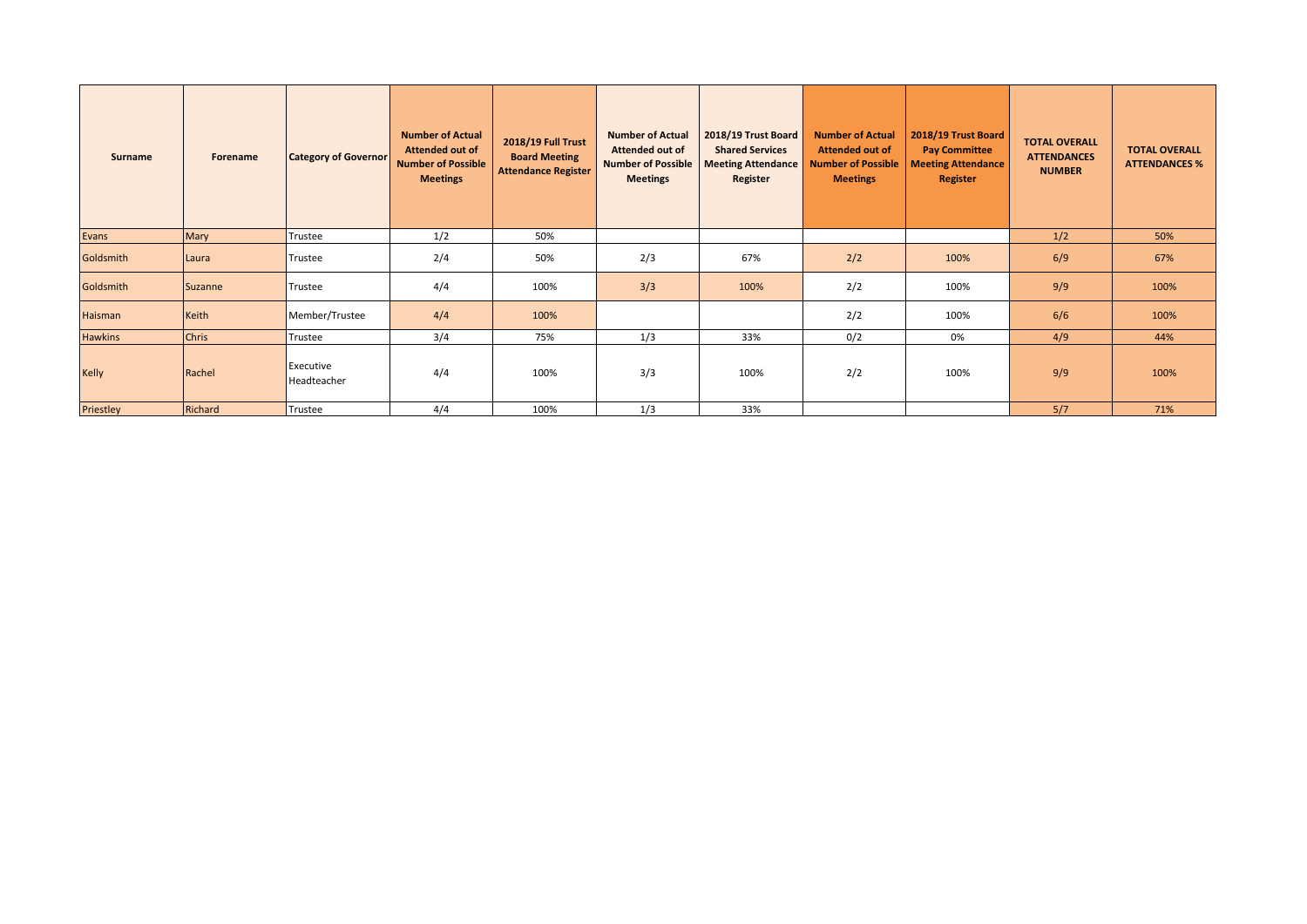| Surname | Forename | Category of Governor | Number of Actual Attended out of Number of Possible Meetings | 2018/19 Full Trust Board Meeting Attendance Register | Number of Actual Attended out of Number of Possible Meetings | 2018/19 Trust Board Shared Services Meeting Attendance Register | Number of Actual Attended out of Number of Possible Meetings | 2018/19 Trust Board Pay Committee Meeting Attendance Register | TOTAL OVERALL ATTENDANCES NUMBER | TOTAL OVERALL ATTENDANCES % |
| --- | --- | --- | --- | --- | --- | --- | --- | --- | --- | --- |
| Evans | Mary | Trustee | 1/2 | 50% | | | | | 1/2 | 50% |
| Goldsmith | Laura | Trustee | 2/4 | 50% | 2/3 | 67% | 2/2 | 100% | 6/9 | 67% |
| Goldsmith | Suzanne | Trustee | 4/4 | 100% | 3/3 | 100% | 2/2 | 100% | 9/9 | 100% |
| Haisman | Keith | Member/Trustee | 4/4 | 100% | | | 2/2 | 100% | 6/6 | 100% |
| Hawkins | Chris | Trustee | 3/4 | 75% | 1/3 | 33% | 0/2 | 0% | 4/9 | 44% |
| Kelly | Rachel | Executive Headteacher | 4/4 | 100% | 3/3 | 100% | 2/2 | 100% | 9/9 | 100% |
| Priestley | Richard | Trustee | 4/4 | 100% | 1/3 | 33% | | | 5/7 | 71% |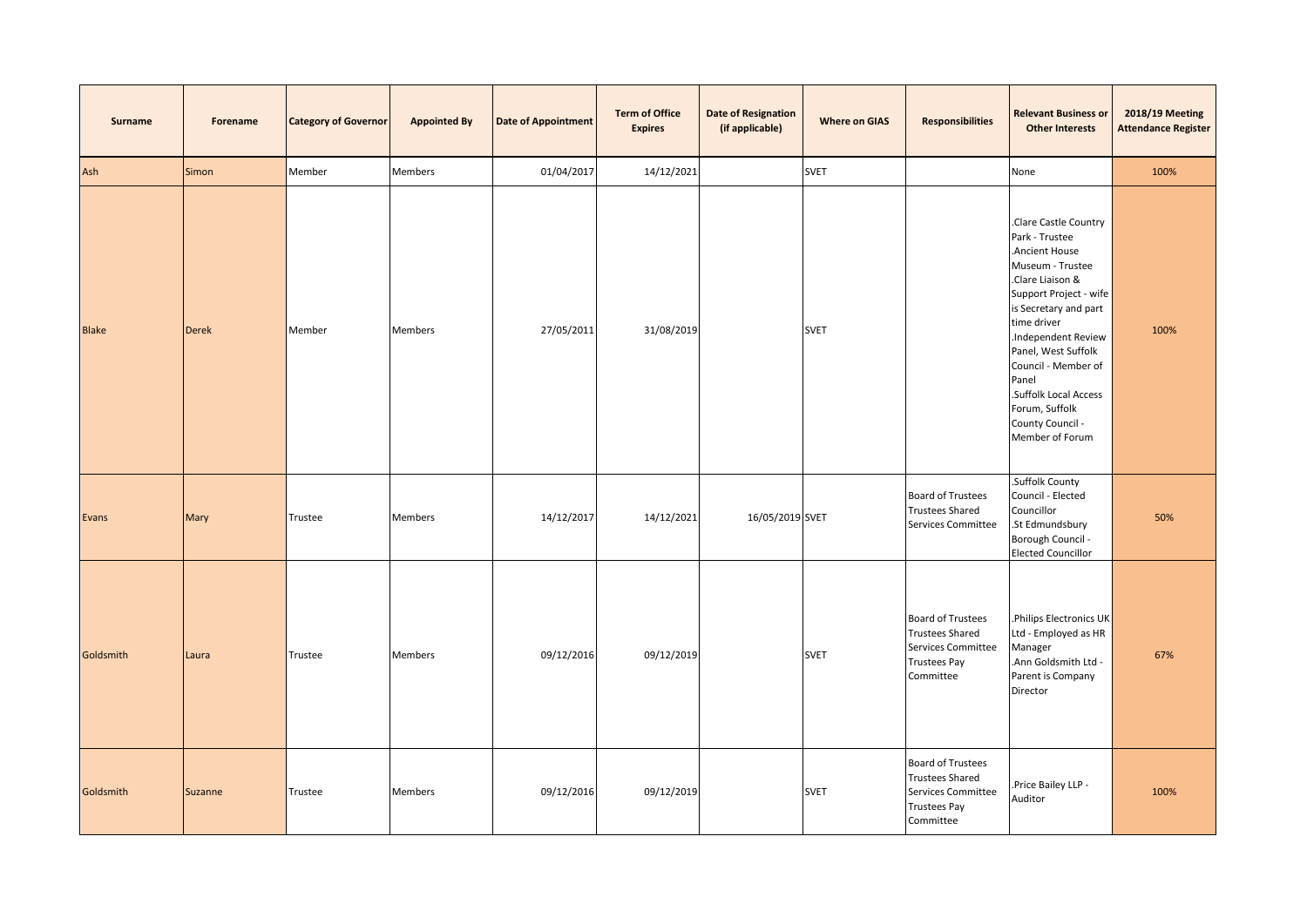| Surname | Forename | Category of Governor | Appointed By | Date of Appointment | Term of Office Expires | Date of Resignation (if applicable) | Where on GIAS | Responsibilities | Relevant Business or Other Interests | 2018/19 Meeting Attendance Register |
|---|---|---|---|---|---|---|---|---|---|---|
| Ash | Simon | Member | Members | 01/04/2017 | 14/12/2021 | | SVET | | None | 100% |
| Blake | Derek | Member | Members | 27/05/2011 | 31/08/2019 | | SVET | | .Clare Castle Country Park - Trustee<br>.Ancient House Museum - Trustee<br>.Clare Liaison & Support Project - wife is Secretary and part time driver<br>.Independent Review Panel, West Suffolk Council - Member of Panel<br>.Suffolk Local Access Forum, Suffolk County Council - Member of Forum | 100% |
| Evans | Mary | Trustee | Members | 14/12/2017 | 14/12/2021 | 16/05/2019 | SVET | Board of Trustees<br>Trustees Shared Services Committee | .Suffolk County Council - Elected Councillor<br>.St Edmundsbury Borough Council - Elected Councillor | 50% |
| Goldsmith | Laura | Trustee | Members | 09/12/2016 | 09/12/2019 | | SVET | Board of Trustees<br>Trustees Shared Services Committee<br>Trustees Pay Committee | .Philips Electronics UK Ltd - Employed as HR Manager<br>.Ann Goldsmith Ltd - Parent is Company Director | 67% |
| Goldsmith | Suzanne | Trustee | Members | 09/12/2016 | 09/12/2019 | | SVET | Board of Trustees<br>Trustees Shared Services Committee<br>Trustees Pay Committee | .Price Bailey LLP - Auditor | 100% |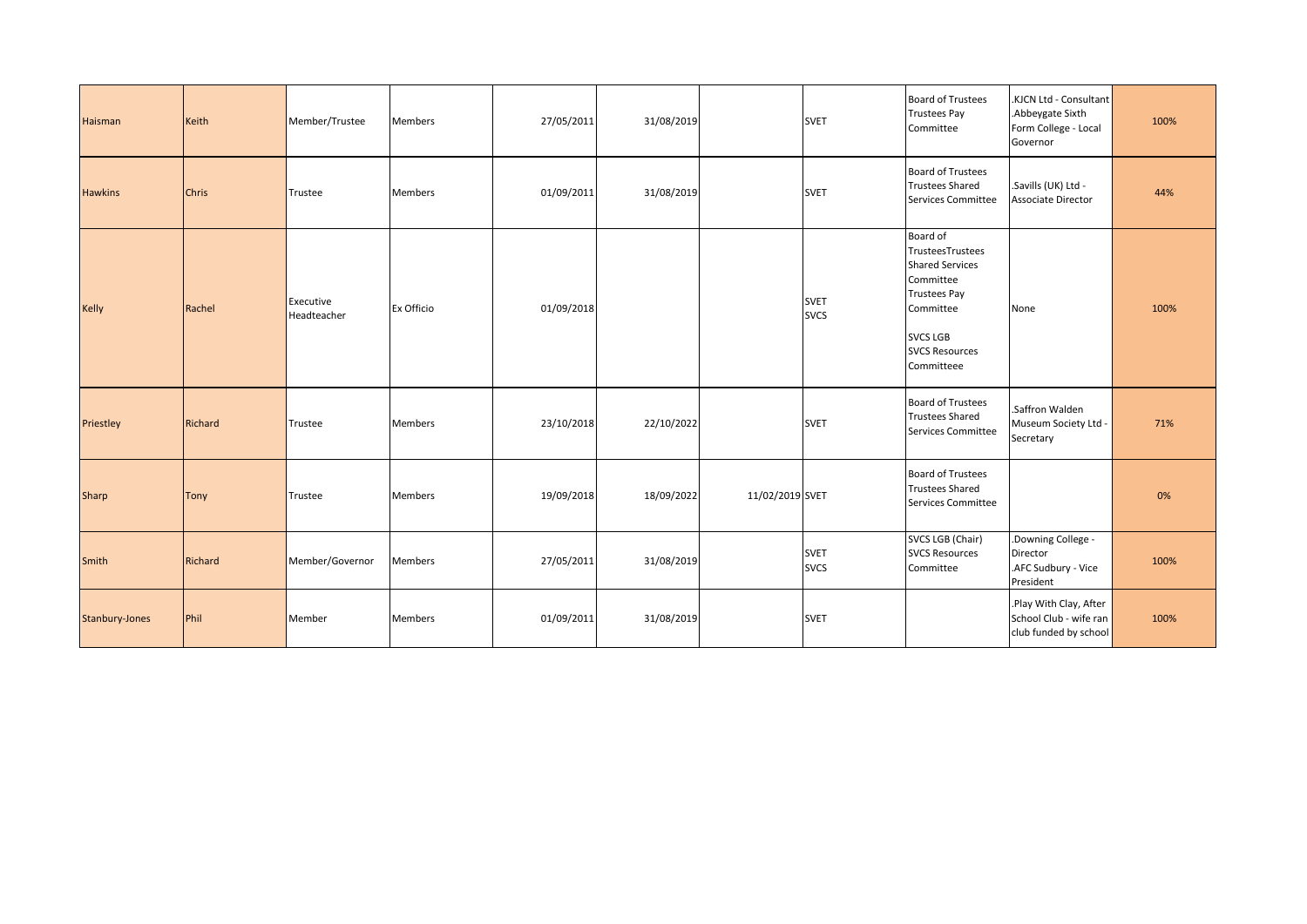| | | | | | | | | | | |
|---|---|---|---|---|---|---|---|---|---|---|
| Haisman | Keith | Member/Trustee | Members | 27/05/2011 | 31/08/2019 | | SVET | Board of Trustees Trustees Pay Committee | .KJCN Ltd - Consultant .Abbeygate Sixth Form College - Local Governor | 100% |
| Hawkins | Chris | Trustee | Members | 01/09/2011 | 31/08/2019 | | SVET | Board of Trustees Trustees Shared Services Committee | .Savills (UK) Ltd - Associate Director | 44% |
| Kelly | Rachel | Executive Headteacher | Ex Officio | 01/09/2018 | | | SVET SVCS | Board of TrusteesTrustees Shared Services Committee Trustees Pay Committee SVCS LGB SVCS Resources Committeee | None | 100% |
| Priestley | Richard | Trustee | Members | 23/10/2018 | 22/10/2022 | | SVET | Board of Trustees Trustees Shared Services Committee | .Saffron Walden Museum Society Ltd - Secretary | 71% |
| Sharp | Tony | Trustee | Members | 19/09/2018 | 18/09/2022 | 11/02/2019 | SVET | Board of Trustees Trustees Shared Services Committee | | 0% |
| Smith | Richard | Member/Governor | Members | 27/05/2011 | 31/08/2019 | | SVET SVCS | SVCS LGB (Chair) SVCS Resources Committee | .Downing College - Director .AFC Sudbury - Vice President | 100% |
| Stanbury-Jones | Phil | Member | Members | 01/09/2011 | 31/08/2019 | | SVET | | .Play With Clay, After School Club - wife ran club funded by school | 100% |